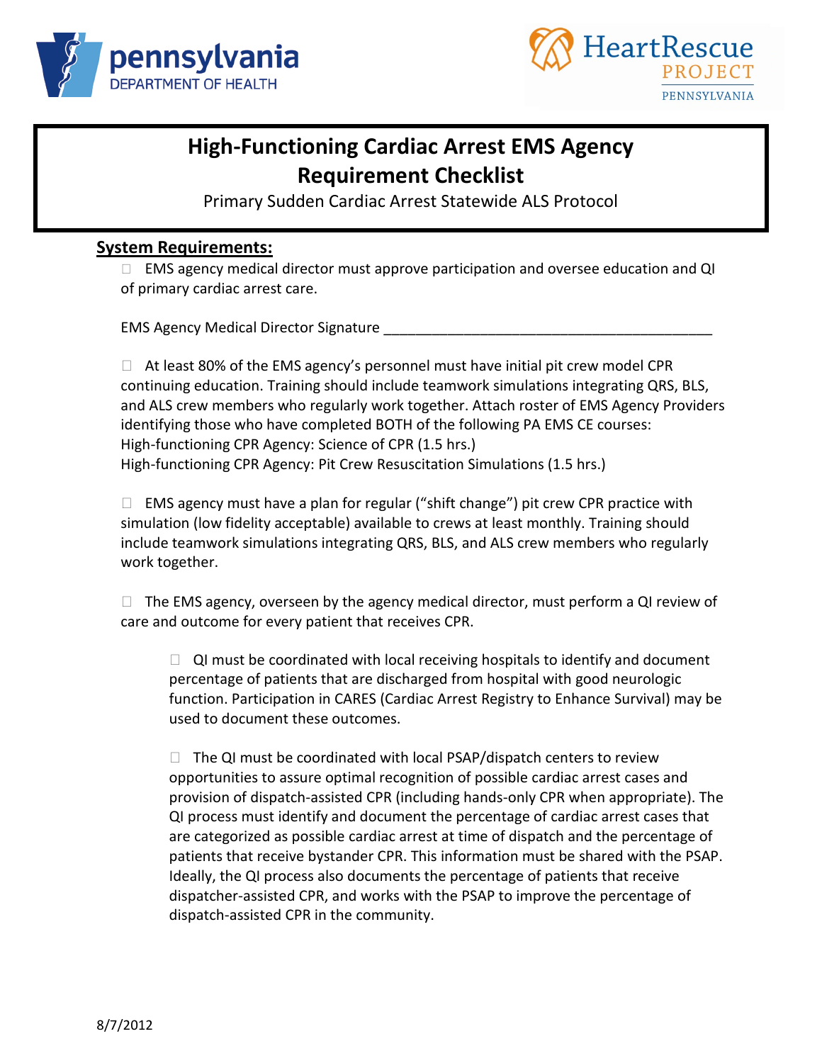# High-Functioning Cardiac Arrest EMS Agency Requirement Checklist

Primary Sudden Cardiac Arrest Statewide ALS Protocol

## System Requirements:

- [ ] EMS agency medical director must approve participation and oversee education and QI of primary cardiac arrest care.

EMS Agency Medical Director Signature ________________________________________

- [ ] At least 80% of the EMS agency's personnel must have initial pit crew model CPR continuing education. Training should include teamwork simulations integrating QRS, BLS, and ALS crew members who regularly work together. Attach roster of EMS Agency Providers identifying those who have completed BOTH of the following PA EMS CE courses:
  High-functioning CPR Agency: Science of CPR (1.5 hrs.)
  High-functioning CPR Agency: Pit Crew Resuscitation Simulations (1.5 hrs.)

- [ ] EMS agency must have a plan for regular ("shift change") pit crew CPR practice with simulation (low fidelity acceptable) available to crews at least monthly. Training should include teamwork simulations integrating QRS, BLS, and ALS crew members who regularly work together.

- [ ] The EMS agency, overseen by the agency medical director, must perform a QI review of care and outcome for every patient that receives CPR.

  - [ ] QI must be coordinated with local receiving hospitals to identify and document percentage of patients that are discharged from hospital with good neurologic function. Participation in CARES (Cardiac Arrest Registry to Enhance Survival) may be used to document these outcomes.

  - [ ] The QI must be coordinated with local PSAP/dispatch centers to review opportunities to assure optimal recognition of possible cardiac arrest cases and provision of dispatch-assisted CPR (including hands-only CPR when appropriate). The QI process must identify and document the percentage of cardiac arrest cases that are categorized as possible cardiac arrest at time of dispatch and the percentage of patients that receive bystander CPR. This information must be shared with the PSAP. Ideally, the QI process also documents the percentage of patients that receive dispatcher-assisted CPR, and works with the PSAP to improve the percentage of dispatch-assisted CPR in the community.

8/7/2012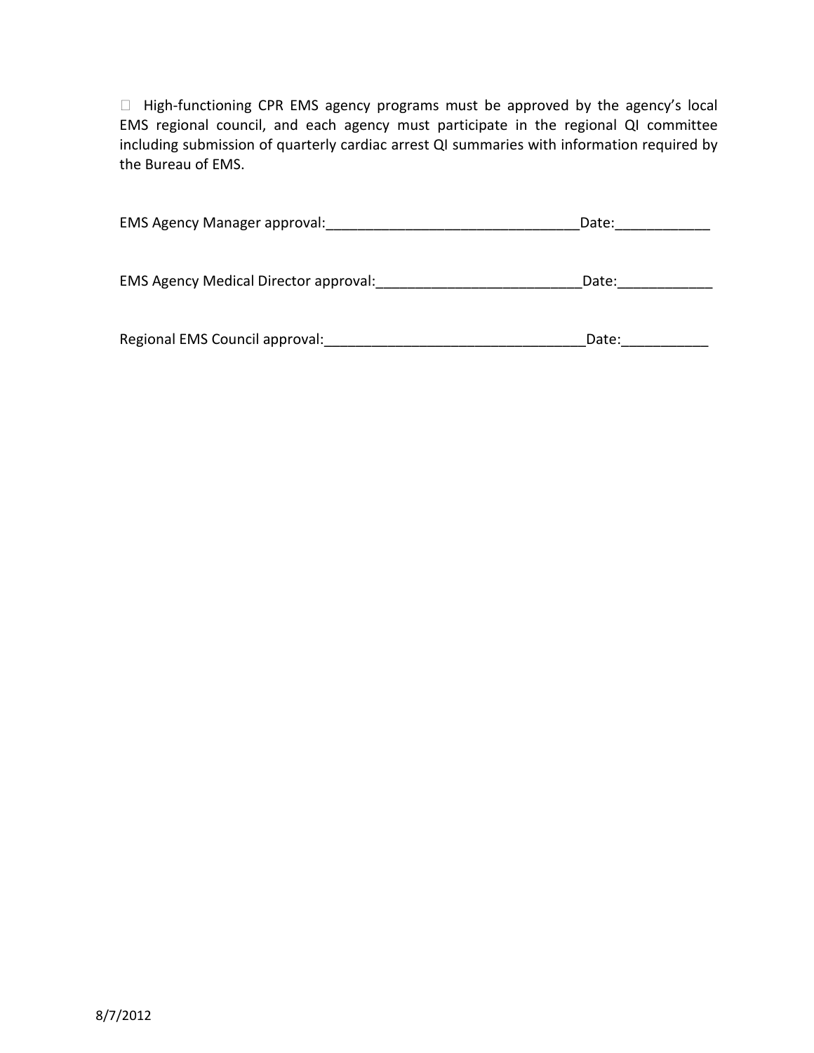- High-functioning CPR EMS agency programs must be approved by the agency's local EMS regional council, and each agency must participate in the regional QI committee including submission of quarterly cardiac arrest QI summaries with information required by the Bureau of EMS.

EMS Agency Manager approval:________________________________Date:____________

EMS Agency Medical Director approval:__________________________Date:____________

Regional EMS Council approval:_________________________________Date:___________

8/7/2012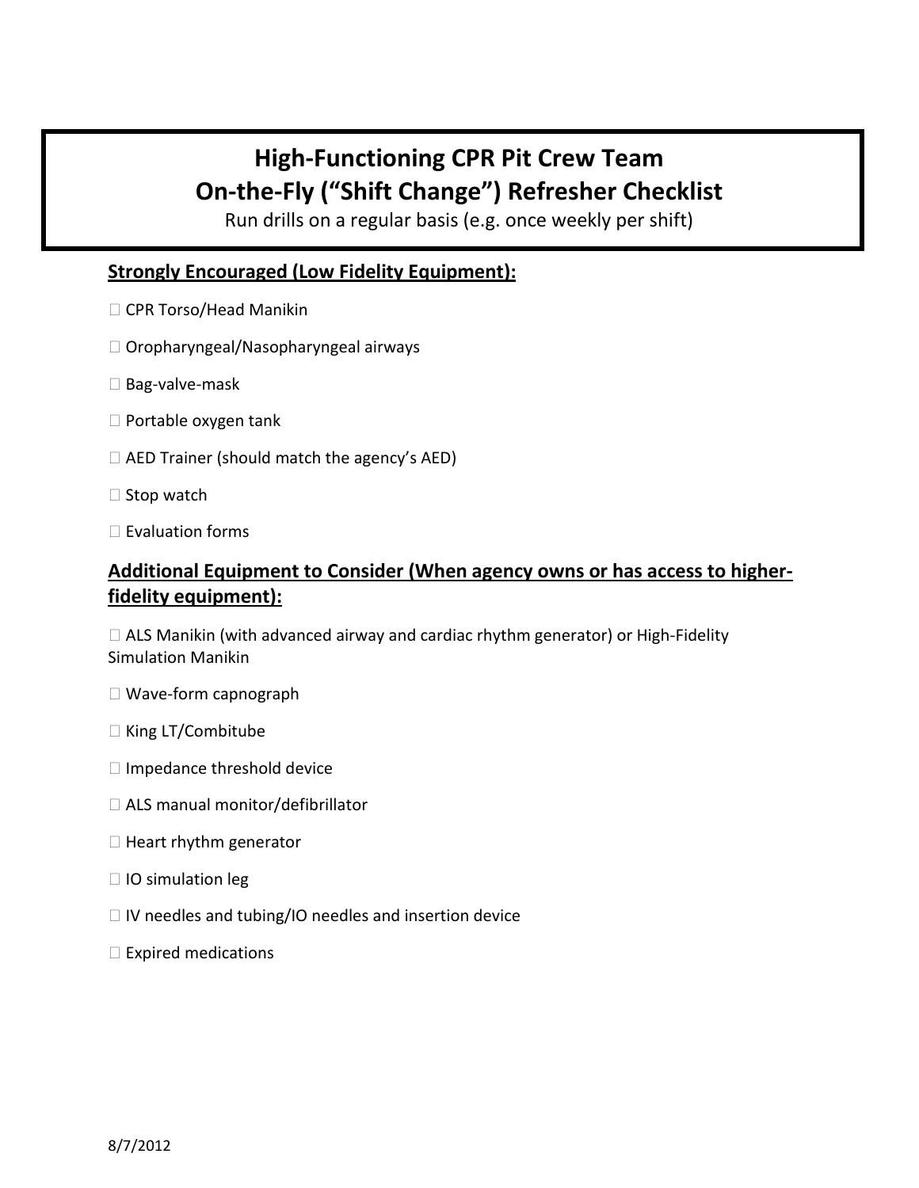# High-Functioning CPR Pit Crew Team
# On-the-Fly ("Shift Change") Refresher Checklist

Run drills on a regular basis (e.g. once weekly per shift)

## Strongly Encouraged (Low Fidelity Equipment):

- ☐ CPR Torso/Head Manikin
- ☐ Oropharyngeal/Nasopharyngeal airways
- ☐ Bag-valve-mask
- ☐ Portable oxygen tank
- ☐ AED Trainer (should match the agency's AED)
- ☐ Stop watch
- ☐ Evaluation forms

## Additional Equipment to Consider (When agency owns or has access to higher-fidelity equipment):

- ☐ ALS Manikin (with advanced airway and cardiac rhythm generator) or High-Fidelity Simulation Manikin
- ☐ Wave-form capnograph
- ☐ King LT/Combitube
- ☐ Impedance threshold device
- ☐ ALS manual monitor/defibrillator
- ☐ Heart rhythm generator
- ☐ IO simulation leg
- ☐ IV needles and tubing/IO needles and insertion device
- ☐ Expired medications

8/7/2012